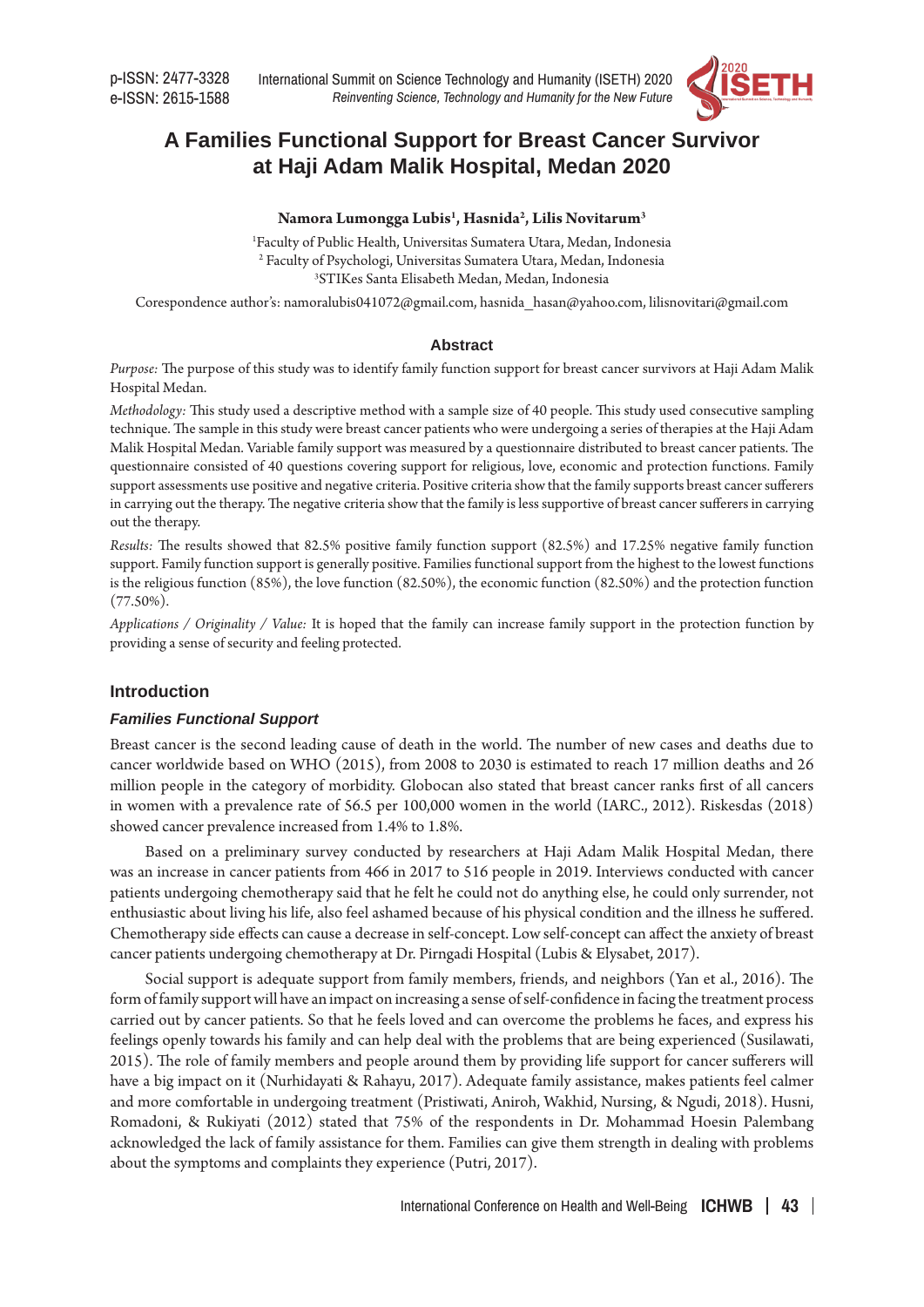# A Families Functional Support for Breast Cancer Survivor at Haji Adam Malik Hospital, Medan 2020

**Namora Lumongga Lubis[1], Hasnida[2], Lilis Novitarum[3]**

[1]Faculty of Public Health, Universitas Sumatera Utara, Medan, Indonesia
[2] Faculty of Psychologi, Universitas Sumatera Utara, Medan, Indonesia
[3]STIKes Santa Elisabeth Medan, Medan, Indonesia

Corespondence author's: namoralubis041072@gmail.com, hasnida_hasan@yahoo.com, lilisnovitari@gmail.com

## Abstract

*Purpose:* The purpose of this study was to identify family function support for breast cancer survivors at Haji Adam Malik Hospital Medan.

*Methodology:* This study used a descriptive method with a sample size of 40 people. This study used consecutive sampling technique. The sample in this study were breast cancer patients who were undergoing a series of therapies at the Haji Adam Malik Hospital Medan. Variable family support was measured by a questionnaire distributed to breast cancer patients. The questionnaire consisted of 40 questions covering support for religious, love, economic and protection functions. Family support assessments use positive and negative criteria. Positive criteria show that the family supports breast cancer sufferers in carrying out the therapy. The negative criteria show that the family is less supportive of breast cancer sufferers in carrying out the therapy.

*Results:* The results showed that 82.5% positive family function support (82.5%) and 17.25% negative family function support. Family function support is generally positive. Families functional support from the highest to the lowest functions is the religious function (85%), the love function (82.50%), the economic function (82.50%) and the protection function (77.50%).

*Applications / Originality / Value:* It is hoped that the family can increase family support in the protection function by providing a sense of security and feeling protected.

## Introduction

### *Families Functional Support*

Breast cancer is the second leading cause of death in the world. The number of new cases and deaths due to cancer worldwide based on WHO (2015), from 2008 to 2030 is estimated to reach 17 million deaths and 26 million people in the category of morbidity. Globocan also stated that breast cancer ranks first of all cancers in women with a prevalence rate of 56.5 per 100,000 women in the world (IARC., 2012). Riskesdas (2018) showed cancer prevalence increased from 1.4% to 1.8%.

Based on a preliminary survey conducted by researchers at Haji Adam Malik Hospital Medan, there was an increase in cancer patients from 466 in 2017 to 516 people in 2019. Interviews conducted with cancer patients undergoing chemotherapy said that he felt he could not do anything else, he could only surrender, not enthusiastic about living his life, also feel ashamed because of his physical condition and the illness he suffered. Chemotherapy side effects can cause a decrease in self-concept. Low self-concept can affect the anxiety of breast cancer patients undergoing chemotherapy at Dr. Pirngadi Hospital (Lubis & Elysabet, 2017).

Social support is adequate support from family members, friends, and neighbors (Yan et al., 2016). The form of family support will have an impact on increasing a sense of self-confidence in facing the treatment process carried out by cancer patients. So that he feels loved and can overcome the problems he faces, and express his feelings openly towards his family and can help deal with the problems that are being experienced (Susilawati, 2015). The role of family members and people around them by providing life support for cancer sufferers will have a big impact on it (Nurhidayati & Rahayu, 2017). Adequate family assistance, makes patients feel calmer and more comfortable in undergoing treatment (Pristiwati, Aniroh, Wakhid, Nursing, & Ngudi, 2018). Husni, Romadoni, & Rukiyati (2012) stated that 75% of the respondents in Dr. Mohammad Hoesin Palembang acknowledged the lack of family assistance for them. Families can give them strength in dealing with problems about the symptoms and complaints they experience (Putri, 2017).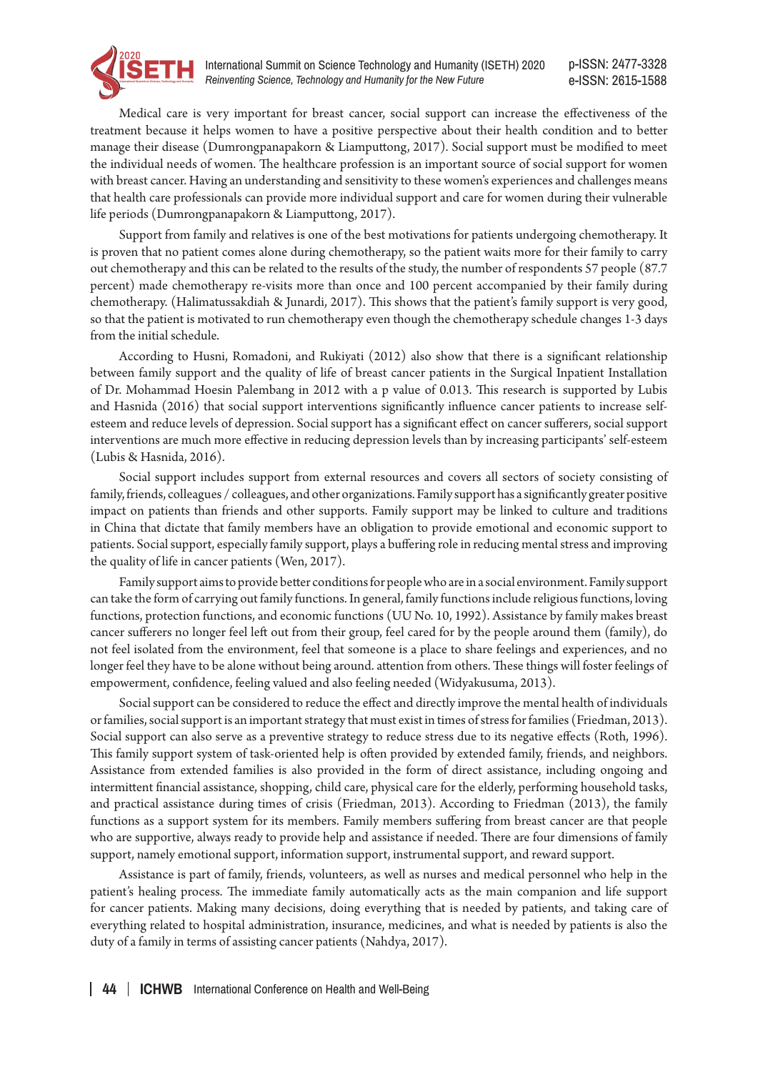Medical care is very important for breast cancer, social support can increase the effectiveness of the treatment because it helps women to have a positive perspective about their health condition and to better manage their disease (Dumrongpanapakorn & Liamputtong, 2017). Social support must be modified to meet the individual needs of women. The healthcare profession is an important source of social support for women with breast cancer. Having an understanding and sensitivity to these women's experiences and challenges means that health care professionals can provide more individual support and care for women during their vulnerable life periods (Dumrongpanapakorn & Liamputtong, 2017).

Support from family and relatives is one of the best motivations for patients undergoing chemotherapy. It is proven that no patient comes alone during chemotherapy, so the patient waits more for their family to carry out chemotherapy and this can be related to the results of the study, the number of respondents 57 people (87.7 percent) made chemotherapy re-visits more than once and 100 percent accompanied by their family during chemotherapy. (Halimatussakdiah & Junardi, 2017). This shows that the patient's family support is very good, so that the patient is motivated to run chemotherapy even though the chemotherapy schedule changes 1-3 days from the initial schedule.

According to Husni, Romadoni, and Rukiyati (2012) also show that there is a significant relationship between family support and the quality of life of breast cancer patients in the Surgical Inpatient Installation of Dr. Mohammad Hoesin Palembang in 2012 with a p value of 0.013. This research is supported by Lubis and Hasnida (2016) that social support interventions significantly influence cancer patients to increase self-esteem and reduce levels of depression. Social support has a significant effect on cancer sufferers, social support interventions are much more effective in reducing depression levels than by increasing participants' self-esteem (Lubis & Hasnida, 2016).

Social support includes support from external resources and covers all sectors of society consisting of family, friends, colleagues / colleagues, and other organizations. Family support has a significantly greater positive impact on patients than friends and other supports. Family support may be linked to culture and traditions in China that dictate that family members have an obligation to provide emotional and economic support to patients. Social support, especially family support, plays a buffering role in reducing mental stress and improving the quality of life in cancer patients (Wen, 2017).

Family support aims to provide better conditions for people who are in a social environment. Family support can take the form of carrying out family functions. In general, family functions include religious functions, loving functions, protection functions, and economic functions (UU No. 10, 1992). Assistance by family makes breast cancer sufferers no longer feel left out from their group, feel cared for by the people around them (family), do not feel isolated from the environment, feel that someone is a place to share feelings and experiences, and no longer feel they have to be alone without being around. attention from others. These things will foster feelings of empowerment, confidence, feeling valued and also feeling needed (Widyakusuma, 2013).

Social support can be considered to reduce the effect and directly improve the mental health of individuals or families, social support is an important strategy that must exist in times of stress for families (Friedman, 2013). Social support can also serve as a preventive strategy to reduce stress due to its negative effects (Roth, 1996). This family support system of task-oriented help is often provided by extended family, friends, and neighbors. Assistance from extended families is also provided in the form of direct assistance, including ongoing and intermittent financial assistance, shopping, child care, physical care for the elderly, performing household tasks, and practical assistance during times of crisis (Friedman, 2013). According to Friedman (2013), the family functions as a support system for its members. Family members suffering from breast cancer are that people who are supportive, always ready to provide help and assistance if needed. There are four dimensions of family support, namely emotional support, information support, instrumental support, and reward support.

Assistance is part of family, friends, volunteers, as well as nurses and medical personnel who help in the patient's healing process. The immediate family automatically acts as the main companion and life support for cancer patients. Making many decisions, doing everything that is needed by patients, and taking care of everything related to hospital administration, insurance, medicines, and what is needed by patients is also the duty of a family in terms of assisting cancer patients (Nahdya, 2017).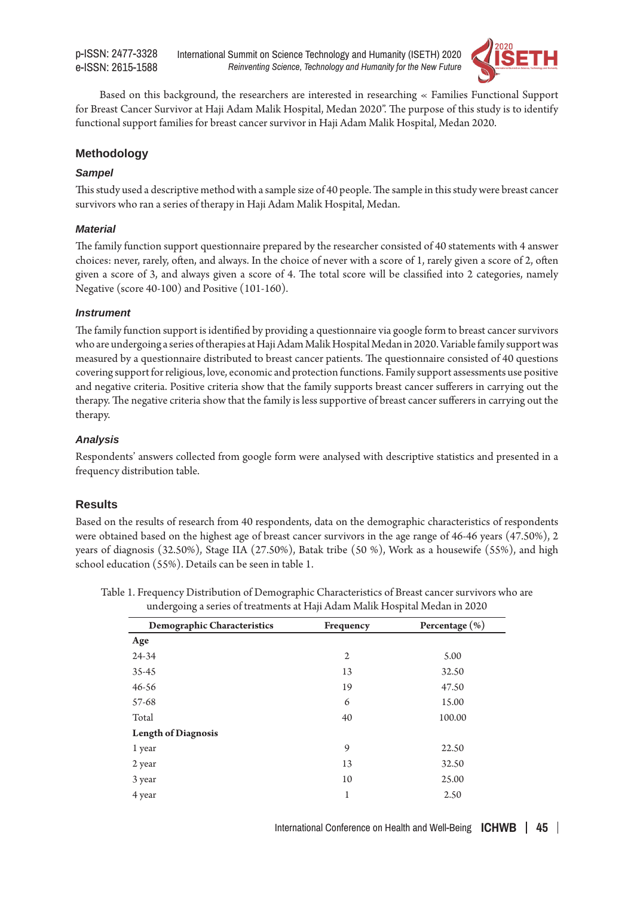Based on this background, the researchers are interested in researching « Families Functional Support for Breast Cancer Survivor at Haji Adam Malik Hospital, Medan 2020". The purpose of this study is to identify functional support families for breast cancer survivor in Haji Adam Malik Hospital, Medan 2020.

## Methodology

### *Sampel*

This study used a descriptive method with a sample size of 40 people. The sample in this study were breast cancer survivors who ran a series of therapy in Haji Adam Malik Hospital, Medan.

### *Material*

The family function support questionnaire prepared by the researcher consisted of 40 statements with 4 answer choices: never, rarely, often, and always. In the choice of never with a score of 1, rarely given a score of 2, often given a score of 3, and always given a score of 4. The total score will be classified into 2 categories, namely Negative (score 40-100) and Positive (101-160).

### *Instrument*

The family function support is identified by providing a questionnaire via google form to breast cancer survivors who are undergoing a series of therapies at Haji Adam Malik Hospital Medan in 2020. Variable family support was measured by a questionnaire distributed to breast cancer patients. The questionnaire consisted of 40 questions covering support for religious, love, economic and protection functions. Family support assessments use positive and negative criteria. Positive criteria show that the family supports breast cancer sufferers in carrying out the therapy. The negative criteria show that the family is less supportive of breast cancer sufferers in carrying out the therapy.

### *Analysis*

Respondents' answers collected from google form were analysed with descriptive statistics and presented in a frequency distribution table.

## Results

Based on the results of research from 40 respondents, data on the demographic characteristics of respondents were obtained based on the highest age of breast cancer survivors in the age range of 46-46 years (47.50%), 2 years of diagnosis (32.50%), Stage IIA (27.50%), Batak tribe (50 %), Work as a housewife (55%), and high school education (55%). Details can be seen in table 1.

Table 1. Frequency Distribution of Demographic Characteristics of Breast cancer survivors who are undergoing a series of treatments at Haji Adam Malik Hospital Medan in 2020

| Demographic Characteristics | Frequency | Percentage (%) |
|---|---|---|
| **Age** | | |
| 24-34 | 2 | 5.00 |
| 35-45 | 13 | 32.50 |
| 46-56 | 19 | 47.50 |
| 57-68 | 6 | 15.00 |
| Total | 40 | 100.00 |
| **Length of Diagnosis** | | |
| 1 year | 9 | 22.50 |
| 2 year | 13 | 32.50 |
| 3 year | 10 | 25.00 |
| 4 year | 1 | 2.50 |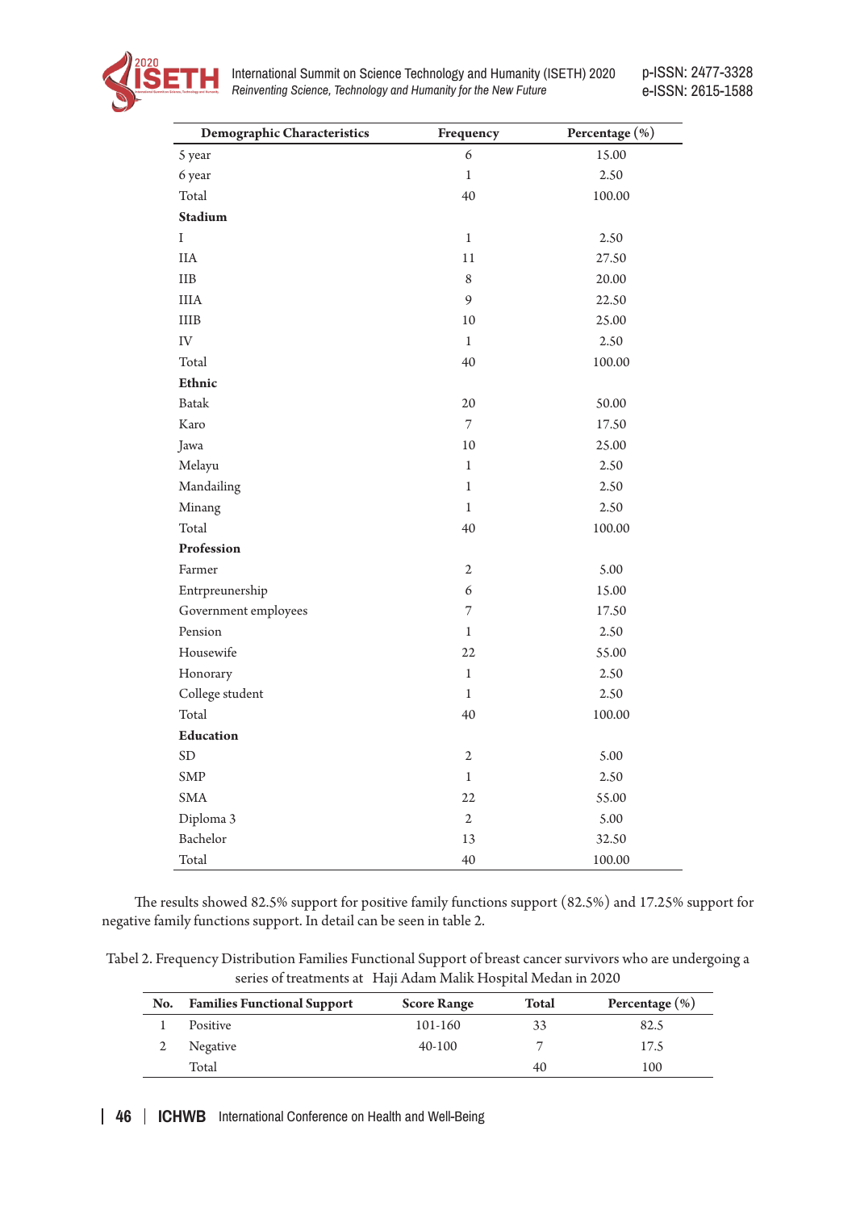| Demographic Characteristics | Frequency | Percentage (%) |
|---|---|---|
| 5 year | 6 | 15.00 |
| 6 year | 1 | 2.50 |
| Total | 40 | 100.00 |
| **Stadium** | | |
| I | 1 | 2.50 |
| IIA | 11 | 27.50 |
| IIB | 8 | 20.00 |
| IIIA | 9 | 22.50 |
| IIIB | 10 | 25.00 |
| IV | 1 | 2.50 |
| Total | 40 | 100.00 |
| **Ethnic** | | |
| Batak | 20 | 50.00 |
| Karo | 7 | 17.50 |
| Jawa | 10 | 25.00 |
| Melayu | 1 | 2.50 |
| Mandailing | 1 | 2.50 |
| Minang | 1 | 2.50 |
| Total | 40 | 100.00 |
| **Profession** | | |
| Farmer | 2 | 5.00 |
| Entrpreunership | 6 | 15.00 |
| Government employees | 7 | 17.50 |
| Pension | 1 | 2.50 |
| Housewife | 22 | 55.00 |
| Honorary | 1 | 2.50 |
| College student | 1 | 2.50 |
| Total | 40 | 100.00 |
| **Education** | | |
| SD | 2 | 5.00 |
| SMP | 1 | 2.50 |
| SMA | 22 | 55.00 |
| Diploma 3 | 2 | 5.00 |
| Bachelor | 13 | 32.50 |
| Total | 40 | 100.00 |

The results showed 82.5% support for positive family functions support (82.5%) and 17.25% support for negative family functions support. In detail can be seen in table 2.

Tabel 2. Frequency Distribution Families Functional Support of breast cancer survivors who are undergoing a series of treatments at Haji Adam Malik Hospital Medan in 2020

| No. | Families Functional Support | Score Range | Total | Percentage (%) |
|---|---|---|---|---|
| 1 | Positive | 101-160 | 33 | 82.5 |
| 2 | Negative | 40-100 | 7 | 17.5 |
| | Total | | 40 | 100 |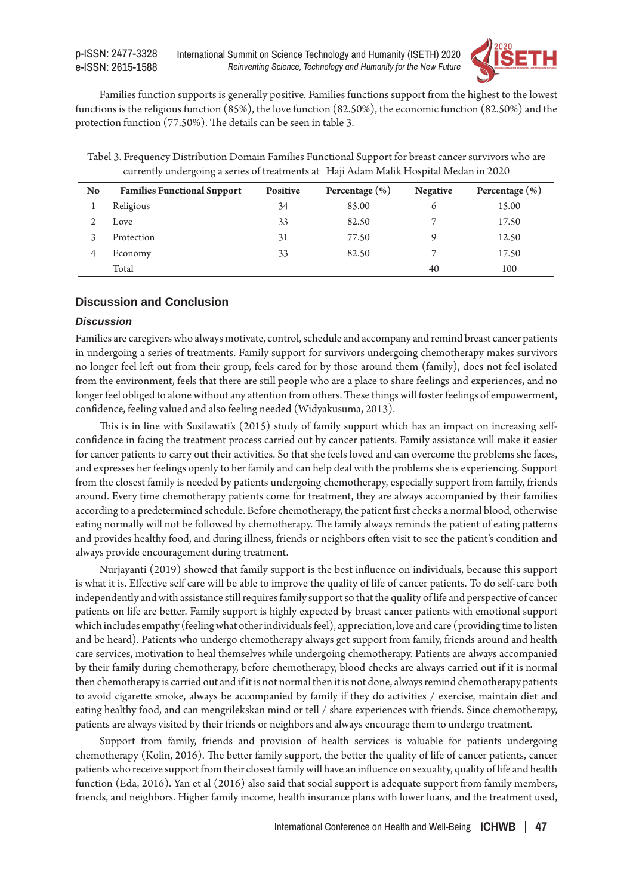Families function supports is generally positive. Families functions support from the highest to the lowest functions is the religious function (85%), the love function (82.50%), the economic function (82.50%) and the protection function (77.50%). The details can be seen in table 3.

Tabel 3. Frequency Distribution Domain Families Functional Support for breast cancer survivors who are currently undergoing a series of treatments at Haji Adam Malik Hospital Medan in 2020

| No | Families Functional Support | Positive | Percentage (%) | Negative | Percentage (%) |
|---|---|---|---|---|---|
| 1 | Religious | 34 | 85.00 | 6 | 15.00 |
| 2 | Love | 33 | 82.50 | 7 | 17.50 |
| 3 | Protection | 31 | 77.50 | 9 | 12.50 |
| 4 | Economy | 33 | 82.50 | 7 | 17.50 |
| | Total | | | 40 | 100 |

## Discussion and Conclusion

### *Discussion*

Families are caregivers who always motivate, control, schedule and accompany and remind breast cancer patients in undergoing a series of treatments. Family support for survivors undergoing chemotherapy makes survivors no longer feel left out from their group, feels cared for by those around them (family), does not feel isolated from the environment, feels that there are still people who are a place to share feelings and experiences, and no longer feel obliged to alone without any attention from others. These things will foster feelings of empowerment, confidence, feeling valued and also feeling needed (Widyakusuma, 2013).

This is in line with Susilawati's (2015) study of family support which has an impact on increasing self-confidence in facing the treatment process carried out by cancer patients. Family assistance will make it easier for cancer patients to carry out their activities. So that she feels loved and can overcome the problems she faces, and expresses her feelings openly to her family and can help deal with the problems she is experiencing. Support from the closest family is needed by patients undergoing chemotherapy, especially support from family, friends around. Every time chemotherapy patients come for treatment, they are always accompanied by their families according to a predetermined schedule. Before chemotherapy, the patient first checks a normal blood, otherwise eating normally will not be followed by chemotherapy. The family always reminds the patient of eating patterns and provides healthy food, and during illness, friends or neighbors often visit to see the patient's condition and always provide encouragement during treatment.

Nurjayanti (2019) showed that family support is the best influence on individuals, because this support is what it is. Effective self care will be able to improve the quality of life of cancer patients. To do self-care both independently and with assistance still requires family support so that the quality of life and perspective of cancer patients on life are better. Family support is highly expected by breast cancer patients with emotional support which includes empathy (feeling what other individuals feel), appreciation, love and care (providing time to listen and be heard). Patients who undergo chemotherapy always get support from family, friends around and health care services, motivation to heal themselves while undergoing chemotherapy. Patients are always accompanied by their family during chemotherapy, before chemotherapy, blood checks are always carried out if it is normal then chemotherapy is carried out and if it is not normal then it is not done, always remind chemotherapy patients to avoid cigarette smoke, always be accompanied by family if they do activities / exercise, maintain diet and eating healthy food, and can mengrilekskan mind or tell / share experiences with friends. Since chemotherapy, patients are always visited by their friends or neighbors and always encourage them to undergo treatment.

Support from family, friends and provision of health services is valuable for patients undergoing chemotherapy (Kolin, 2016). The better family support, the better the quality of life of cancer patients, cancer patients who receive support from their closest family will have an influence on sexuality, quality of life and health function (Eda, 2016). Yan et al (2016) also said that social support is adequate support from family members, friends, and neighbors. Higher family income, health insurance plans with lower loans, and the treatment used,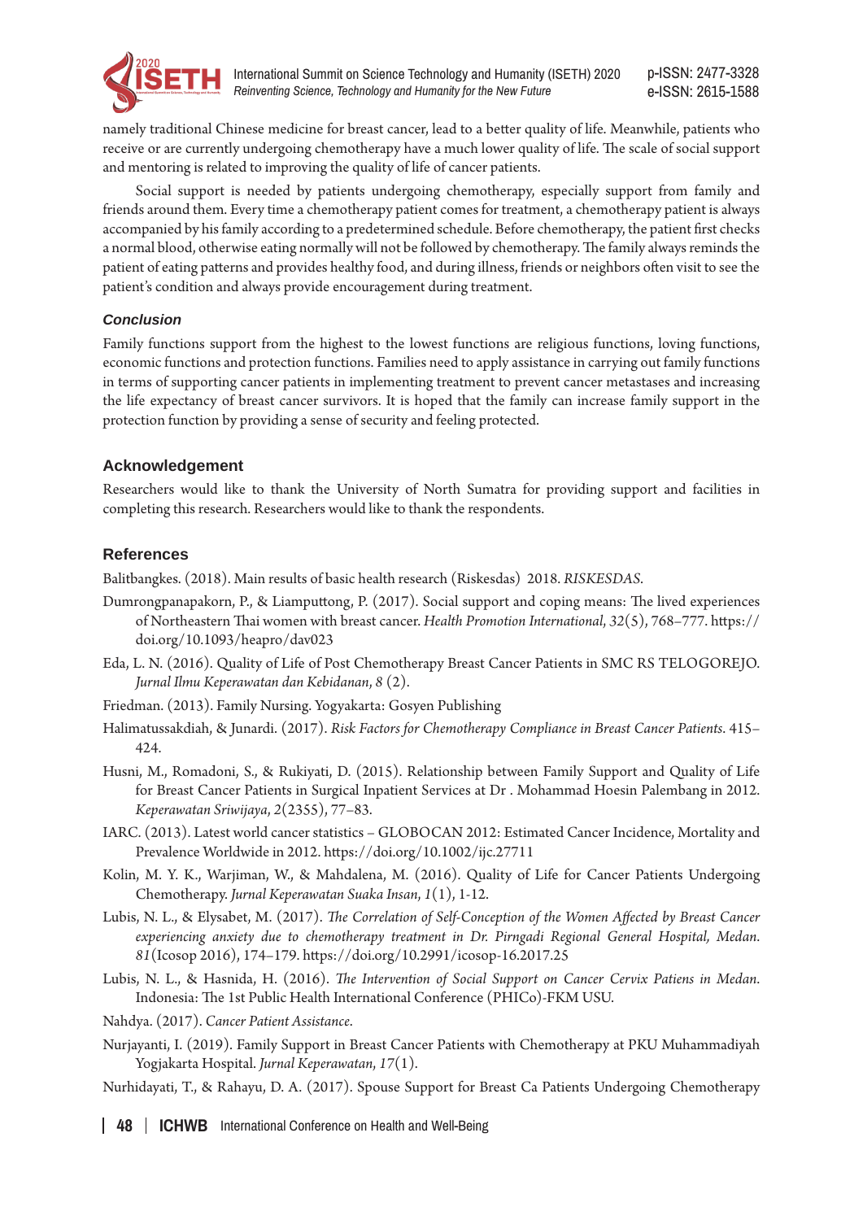namely traditional Chinese medicine for breast cancer, lead to a better quality of life. Meanwhile, patients who receive or are currently undergoing chemotherapy have a much lower quality of life. The scale of social support and mentoring is related to improving the quality of life of cancer patients.

Social support is needed by patients undergoing chemotherapy, especially support from family and friends around them. Every time a chemotherapy patient comes for treatment, a chemotherapy patient is always accompanied by his family according to a predetermined schedule. Before chemotherapy, the patient first checks a normal blood, otherwise eating normally will not be followed by chemotherapy. The family always reminds the patient of eating patterns and provides healthy food, and during illness, friends or neighbors often visit to see the patient's condition and always provide encouragement during treatment.

### *Conclusion*

Family functions support from the highest to the lowest functions are religious functions, loving functions, economic functions and protection functions. Families need to apply assistance in carrying out family functions in terms of supporting cancer patients in implementing treatment to prevent cancer metastases and increasing the life expectancy of breast cancer survivors. It is hoped that the family can increase family support in the protection function by providing a sense of security and feeling protected.

## Acknowledgement

Researchers would like to thank the University of North Sumatra for providing support and facilities in completing this research. Researchers would like to thank the respondents.

## References

Balitbangkes. (2018). Main results of basic health research (Riskesdas) 2018. *RISKESDAS*.

Dumrongpanapakorn, P., & Liamputtong, P. (2017). Social support and coping means: The lived experiences of Northeastern Thai women with breast cancer. *Health Promotion International*, *32*(5), 768–777. https://doi.org/10.1093/heapro/dav023

Eda, L. N. (2016). Quality of Life of Post Chemotherapy Breast Cancer Patients in SMC RS TELOGOREJO. *Jurnal Ilmu Keperawatan dan Kebidanan*, *8* (2).

Friedman. (2013). Family Nursing. Yogyakarta: Gosyen Publishing

Halimatussakdiah, & Junardi. (2017). *Risk Factors for Chemotherapy Compliance in Breast Cancer Patients*. 415–424.

Husni, M., Romadoni, S., & Rukiyati, D. (2015). Relationship between Family Support and Quality of Life for Breast Cancer Patients in Surgical Inpatient Services at Dr . Mohammad Hoesin Palembang in 2012. *Keperawatan Sriwijaya*, *2*(2355), 77–83.

IARC. (2013). Latest world cancer statistics – GLOBOCAN 2012: Estimated Cancer Incidence, Mortality and Prevalence Worldwide in 2012. https://doi.org/10.1002/ijc.27711

Kolin, M. Y. K., Warjiman, W., & Mahdalena, M. (2016). Quality of Life for Cancer Patients Undergoing Chemotherapy. *Jurnal Keperawatan Suaka Insan*, *1*(1), 1-12.

Lubis, N. L., & Elysabet, M. (2017). *The Correlation of Self-Conception of the Women Affected by Breast Cancer experiencing anxiety due to chemotherapy treatment in Dr. Pirngadi Regional General Hospital, Medan*. *81*(Icosop 2016), 174–179. https://doi.org/10.2991/icosop-16.2017.25

Lubis, N. L., & Hasnida, H. (2016). *The Intervention of Social Support on Cancer Cervix Patiens in Medan*. Indonesia: The 1st Public Health International Conference (PHICo)-FKM USU.

Nahdya. (2017). *Cancer Patient Assistance*.

Nurjayanti, I. (2019). Family Support in Breast Cancer Patients with Chemotherapy at PKU Muhammadiyah Yogjakarta Hospital. *Jurnal Keperawatan*, *17*(1).

Nurhidayati, T., & Rahayu, D. A. (2017). Spouse Support for Breast Ca Patients Undergoing Chemotherapy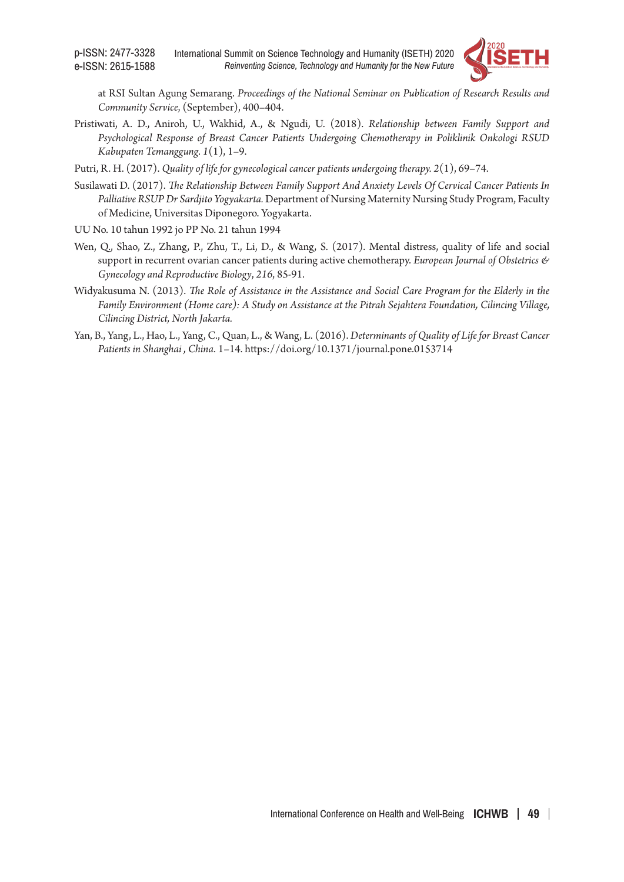at RSI Sultan Agung Semarang. *Proceedings of the National Seminar on Publication of Research Results and Community Service*, (September), 400–404.

Pristiwati, A. D., Aniroh, U., Wakhid, A., & Ngudi, U. (2018). *Relationship between Family Support and Psychological Response of Breast Cancer Patients Undergoing Chemotherapy in Poliklinik Onkologi RSUD Kabupaten Temanggung*. *1*(1), 1–9.

Putri, R. H. (2017). *Quality of life for gynecological cancer patients undergoing therapy. 2*(1), 69–74.

Susilawati D. (2017). *The Relationship Between Family Support And Anxiety Levels Of Cervical Cancer Patients In Palliative RSUP Dr Sardjito Yogyakarta.* Department of Nursing Maternity Nursing Study Program, Faculty of Medicine, Universitas Diponegoro. Yogyakarta.

UU No. 10 tahun 1992 jo PP No. 21 tahun 1994

Wen, Q., Shao, Z., Zhang, P., Zhu, T., Li, D., & Wang, S. (2017). Mental distress, quality of life and social support in recurrent ovarian cancer patients during active chemotherapy. *European Journal of Obstetrics & Gynecology and Reproductive Biology*, *216*, 85-91.

Widyakusuma N. (2013). *The Role of Assistance in the Assistance and Social Care Program for the Elderly in the Family Environment (Home care): A Study on Assistance at the Pitrah Sejahtera Foundation, Cilincing Village, Cilincing District, North Jakarta.*

Yan, B., Yang, L., Hao, L., Yang, C., Quan, L., & Wang, L. (2016). *Determinants of Quality of Life for Breast Cancer Patients in Shanghai , China*. 1–14. https://doi.org/10.1371/journal.pone.0153714